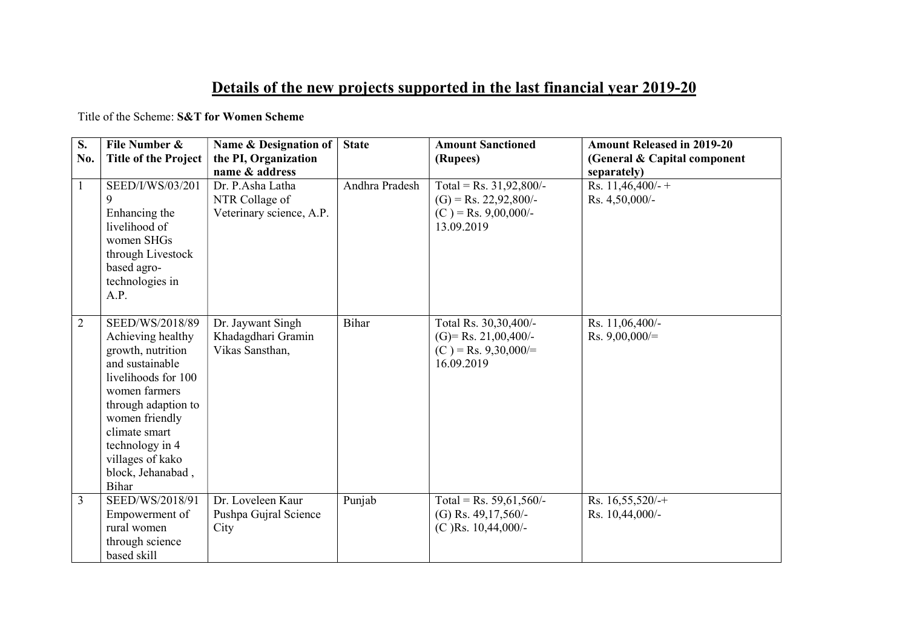# Details of the new projects supported in the last financial year 2019-20

Title of the Scheme: **S&T for Women Scheme**

| S. No. | File Number & Title of the Project | Name & Designation of the PI, Organization name & address | State | Amount Sanctioned (Rupees) | Amount Released in 2019-20 (General & Capital component separately) |
|---|---|---|---|---|---|
| 1 | SEED/I/WS/03/2019 Enhancing the livelihood of women SHGs through Livestock based agro-technologies in A.P. | Dr. P.Asha Latha NTR Collage of Veterinary science, A.P. | Andhra Pradesh | Total = Rs. 31,92,800/- (G) = Rs. 22,92,800/- (C ) = Rs. 9,00,000/- 13.09.2019 | Rs. 11,46,400/- + Rs. 4,50,000/- |
| 2 | SEED/WS/2018/89 Achieving healthy growth, nutrition and sustainable livelihoods for 100 women farmers through adaption to women friendly climate smart technology in 4 villages of kako block, Jehanabad , Bihar | Dr. Jaywant Singh Khadagdhari Gramin Vikas Sansthan, | Bihar | Total Rs. 30,30,400/- (G)= Rs. 21,00,400/- (C ) = Rs. 9,30,000/= 16.09.2019 | Rs. 11,06,400/- Rs. 9,00,000/= |
| 3 | SEED/WS/2018/91 Empowerment of rural women through science based skill | Dr. Loveleen Kaur Pushpa Gujral Science City | Punjab | Total = Rs. 59,61,560/- (G) Rs. 49,17,560/- (C )Rs. 10,44,000/- | Rs. 16,55,520/-+ Rs. 10,44,000/- |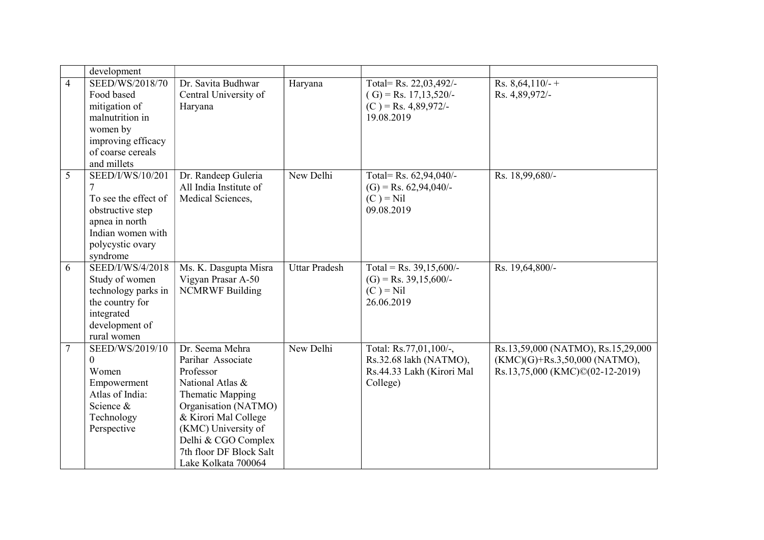| | development | | | | |
|---|---|---|---|---|---|
| 4 | SEED/WS/2018/70 Food based mitigation of malnutrition in women by improving efficacy of coarse cereals and millets | Dr. Savita Budhwar Central University of Haryana | Haryana | Total= Rs. 22,03,492/- ( G) = Rs. 17,13,520/- (C ) = Rs. 4,89,972/- 19.08.2019 | Rs. 8,64,110/- + Rs. 4,89,972/- |
| 5 | SEED/I/WS/10/2017 To see the effect of obstructive step apnea in north Indian women with polycystic ovary syndrome | Dr. Randeep Guleria All India Institute of Medical Sciences, | New Delhi | Total= Rs. 62,94,040/- (G) = Rs. 62,94,040/- (C ) = Nil 09.08.2019 | Rs. 18,99,680/- |
| 6 | SEED/I/WS/4/2018 Study of women technology parks in the country for integrated development of rural women | Ms. K. Dasgupta Misra Vigyan Prasar A-50 NCMRWF Building | Uttar Pradesh | Total = Rs. 39,15,600/- (G) = Rs. 39,15,600/- (C ) = Nil 26.06.2019 | Rs. 19,64,800/- |
| 7 | SEED/WS/2019/100 Women Empowerment Atlas of India: Science & Technology Perspective | Dr. Seema Mehra Parihar Associate Professor National Atlas & Thematic Mapping Organisation (NATMO) & Kirori Mal College (KMC) University of Delhi & CGO Complex 7th floor DF Block Salt Lake Kolkata 700064 | New Delhi | Total: Rs.77,01,100/-, Rs.32.68 lakh (NATMO), Rs.44.33 Lakh (Kirori Mal College) | Rs.13,59,000 (NATMO), Rs.15,29,000 (KMC)(G)+Rs.3,50,000 (NATMO), Rs.13,75,000 (KMC)©(02-12-2019) |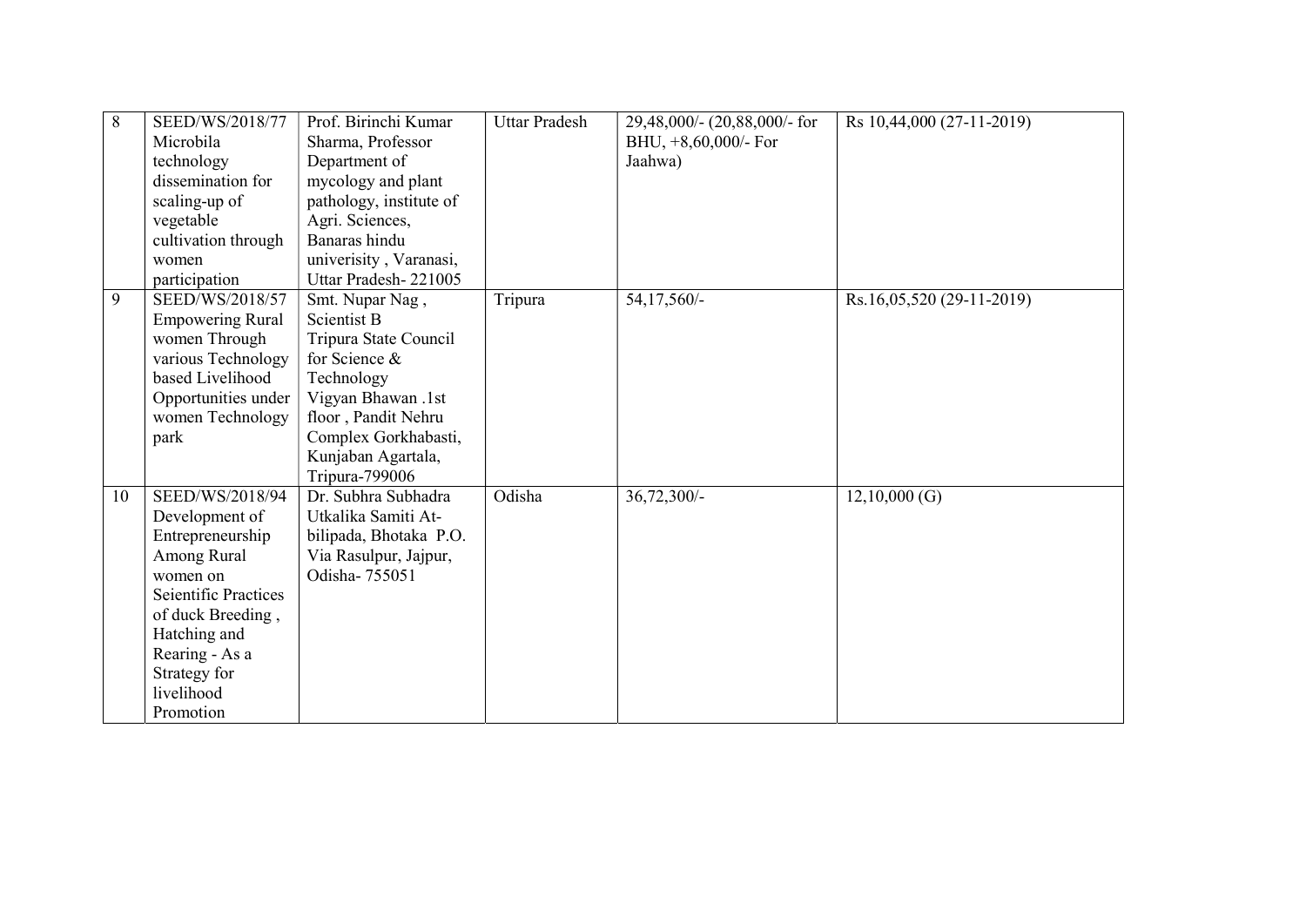| | | | | | |
|---|---|---|---|---|---|
| 8 | SEED/WS/2018/77 Microbila technology dissemination for scaling-up of vegetable cultivation through women participation | Prof. Birinchi Kumar Sharma, Professor Department of mycology and plant pathology, institute of Agri. Sciences, Banaras hindu univerisity , Varanasi, Uttar Pradesh- 221005 | Uttar Pradesh | 29,48,000/- (20,88,000/- for BHU, +8,60,000/- For Jaahwa) | Rs 10,44,000 (27-11-2019) |
| 9 | SEED/WS/2018/57 Empowering Rural women Through various Technology based Livelihood Opportunities under women Technology park | Smt. Nupar Nag , Scientist B Tripura State Council for Science & Technology Vigyan Bhawan .1st floor , Pandit Nehru Complex Gorkhabasti, Kunjaban Agartala, Tripura-799006 | Tripura | 54,17,560/- | Rs.16,05,520 (29-11-2019) |
| 10 | SEED/WS/2018/94 Development of Entrepreneurship Among Rural women on Seientific Practices of duck Breeding , Hatching and Rearing - As a Strategy for livelihood Promotion | Dr. Subhra Subhadra Utkalika Samiti At-bilipada, Bhotaka P.O. Via Rasulpur, Jajpur, Odisha- 755051 | Odisha | 36,72,300/- | 12,10,000 (G) |